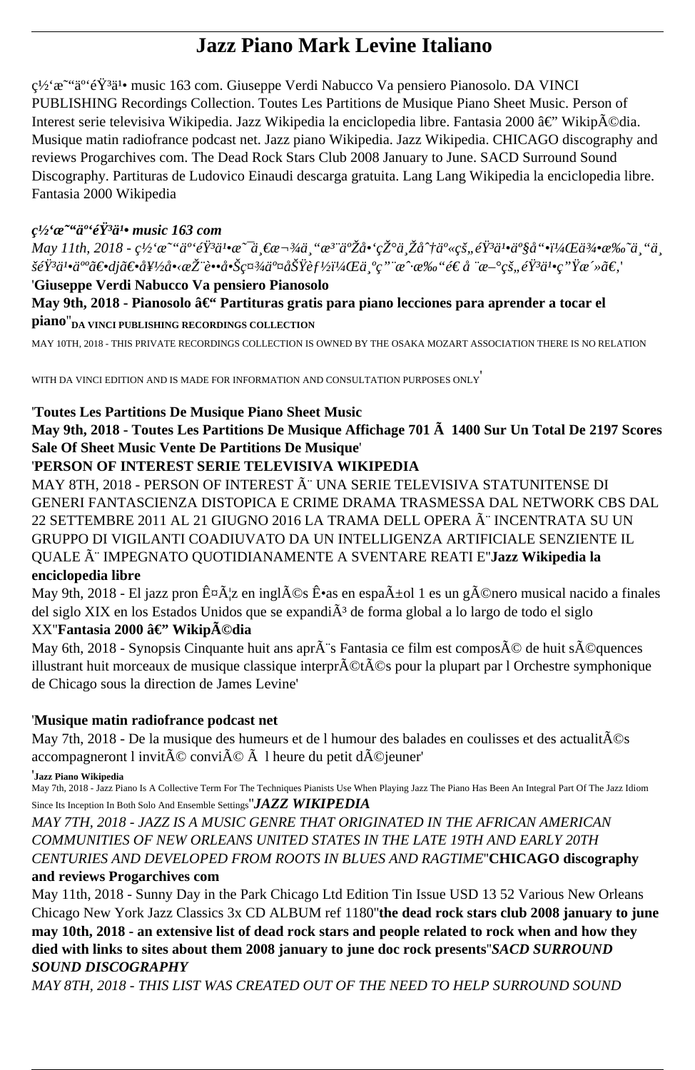# Jazz Piano Mark Levine Italiano

ç½'æ˜"ä⁰'éŸ³ä¹• music 163 com. Giuseppe Verdi Nabucco Va pensiero Pianosolo. DA VINCI PUBLISHING Recordings Collection. Toutes Les Partitions de Musique Piano Sheet Music. Person of Interest serie televisiva Wikipedia. Jazz Wikipedia la enciclopedia libre. Fantasia 2000 â€" WikipÃ©dia. Musique matin radiofrance podcast net. Jazz piano Wikipedia. Jazz Wikipedia. CHICAGO discography and reviews Progarchives com. The Dead Rock Stars Club 2008 January to June. SACD Surround Sound Discography. Partituras de Ludovico Einaudi descarga gratuita. Lang Lang Wikipedia la enciclopedia libre. Fantasia 2000 Wikipedia

***ç½'æ˜"ä⁰'éŸ³ä¹• music 163 com***

*May 11th, 2018 - ç½'æ˜"ä⁰'éŸ³ä¹•æ˜¯ä¸€æ¬¾ä¸"æ³¨äºŽå•'çŽ°ä¸Žå^†ä⁰«çš„éŸ³ä¹•ä⁰§å"•ï¼Œä¾•æ‰˜ä¸"ä¸šéŸ³ä¹•ä⁰ºã€•djã€•å¥½å•‹æŽ¨è••å•Šç¤¾ä⁰¤åŠŸèƒ½ï¼Œä¸ºç"¨æˆ·æ‰"é€ å¨æ–°çš„éŸ³ä¹•ç"Ÿæ´»ã€‚'*

'**Giuseppe Verdi Nabucco Va pensiero Pianosolo**

**May 9th, 2018 - Pianosolo â€" Partituras gratis para piano lecciones para aprender a tocar el piano**''DA VINCI PUBLISHING RECORDINGS COLLECTION

MAY 10TH, 2018 - THIS PRIVATE RECORDINGS COLLECTION IS OWNED BY THE OSAKA MOZART ASSOCIATION THERE IS NO RELATION WITH DA VINCI EDITION AND IS MADE FOR INFORMATION AND CONSULTATION PURPOSES ONLY'

'**Toutes Les Partitions De Musique Piano Sheet Music**

**May 9th, 2018 - Toutes Les Partitions De Musique Affichage 701 Ã  1400 Sur Un Total De 2197 Scores Sale Of Sheet Music Vente De Partitions De Musique**'

'**PERSON OF INTEREST SERIE TELEVISIVA WIKIPEDIA**

MAY 8TH, 2018 - PERSON OF INTEREST Ã¨ UNA SERIE TELEVISIVA STATUNITENSE DI GENERI FANTASCIENZA DISTOPICA E CRIME DRAMA TRASMESSA DAL NETWORK CBS DAL 22 SETTEMBRE 2011 AL 21 GIUGNO 2016 LA TRAMA DELL OPERA Ã¨ INCENTRATA SU UN GRUPPO DI VIGILANTI COADIUVATO DA UN INTELLIGENZA ARTIFICIALE SENZIENTE IL QUALE Ã¨ IMPEGNATO QUOTIDIANAMENTE A SVENTARE REATI E''**Jazz Wikipedia la enciclopedia libre**

May 9th, 2018 - El jazz pron Ê¤Ã¦z en inglÃ©s Ê•as en espaÃ±ol 1 es un gÃ©nero musical nacido a finales del siglo XIX en los Estados Unidos que se expandiÃ³ de forma global a lo largo de todo el siglo XX''**Fantasia 2000 â€" WikipÃ©dia**

May 6th, 2018 - Synopsis Cinquante huit ans aprÃ¨s Fantasia ce film est composÃ© de huit sÃ©quences illustrant huit morceaux de musique classique interprÃ©tÃ©s pour la plupart par l Orchestre symphonique de Chicago sous la direction de James Levine'

'**Musique matin radiofrance podcast net**

May 7th, 2018 - De la musique des humeurs et de l humour des balades en coulisses et des actualitÃ©s accompagneront l invitÃ© conviÃ© Ã  l heure du petit dÃ©jeuner'

'**Jazz Piano Wikipedia**

May 7th, 2018 - Jazz Piano Is A Collective Term For The Techniques Pianists Use When Playing Jazz The Piano Has Been An Integral Part Of The Jazz Idiom Since Its Inception In Both Solo And Ensemble Settings''***JAZZ WIKIPEDIA***

*MAY 7TH, 2018 - JAZZ IS A MUSIC GENRE THAT ORIGINATED IN THE AFRICAN AMERICAN COMMUNITIES OF NEW ORLEANS UNITED STATES IN THE LATE 19TH AND EARLY 20TH CENTURIES AND DEVELOPED FROM ROOTS IN BLUES AND RAGTIME*''**CHICAGO discography and reviews Progarchives com**

May 11th, 2018 - Sunny Day in the Park Chicago Ltd Edition Tin Issue USD 13 52 Various New Orleans Chicago New York Jazz Classics 3x CD ALBUM ref 1180''**the dead rock stars club 2008 january to june may 10th, 2018 - an extensive list of dead rock stars and people related to rock when and how they died with links to sites about them 2008 january to june doc rock presents**''***SACD SURROUND SOUND DISCOGRAPHY***

*MAY 8TH, 2018 - THIS LIST WAS CREATED OUT OF THE NEED TO HELP SURROUND SOUND*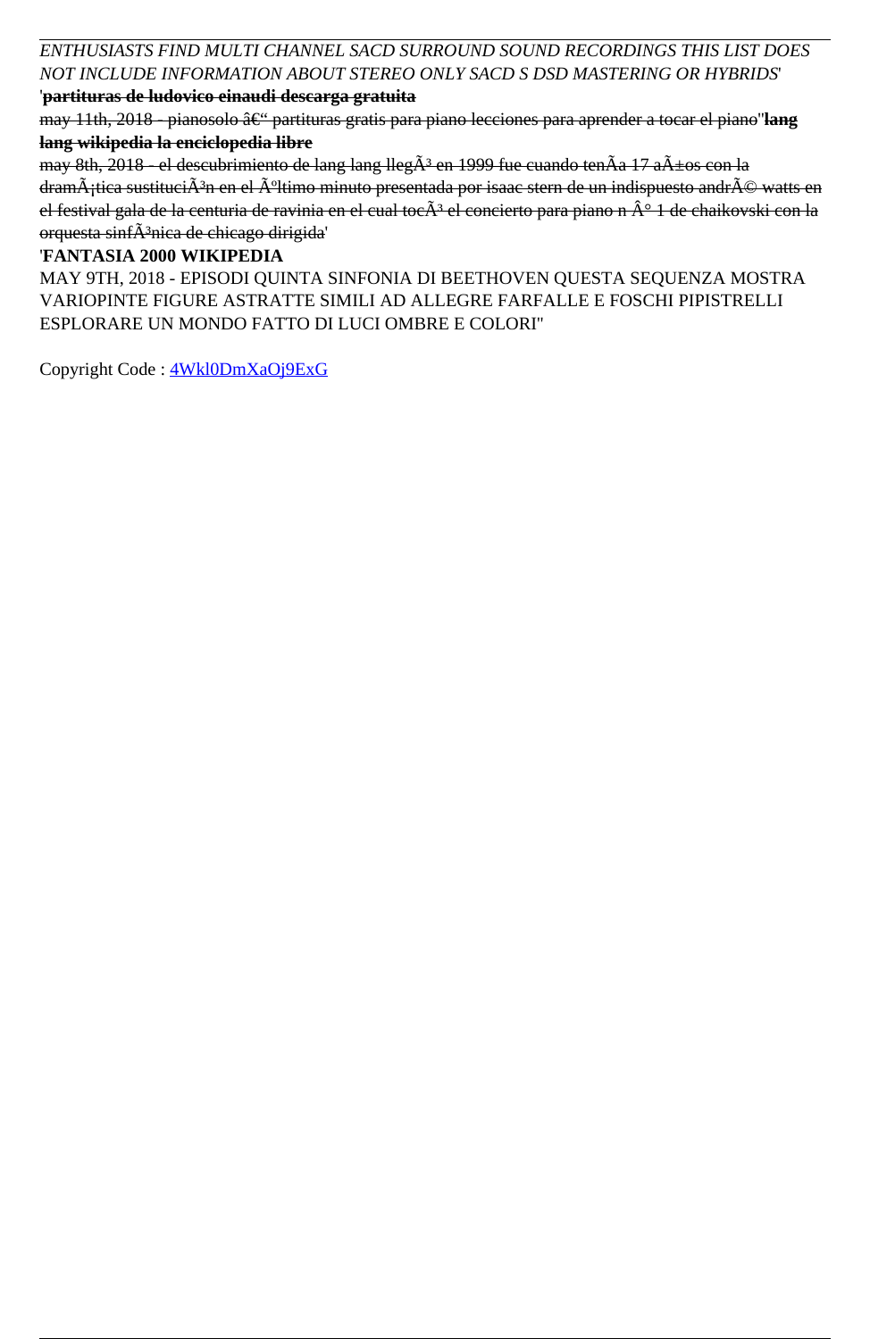*ENTHUSIASTS FIND MULTI CHANNEL SACD SURROUND SOUND RECORDINGS THIS LIST DOES NOT INCLUDE INFORMATION ABOUT STEREO ONLY SACD S DSD MASTERING OR HYBRIDS*'

'~~**partituras de ludovico einaudi descarga gratuita**~~

~~may 11th, 2018 - pianosolo â€“ partituras gratis para piano lecciones para aprender a tocar el piano~~''~~**lang lang wikipedia la enciclopedia libre**~~

~~may 8th, 2018 - el descubrimiento de lang lang llegÃ³ en 1999 fue cuando tenÃa 17 aÃ±os con la dramÃ¡tica sustituciÃ³n en el Ãºltimo minuto presentada por isaac stern de un indispuesto andrÃ© watts en el festival gala de la centuria de ravinia en el cual tocÃ³ el concierto para piano n Âº 1 de chaikovski con la orquesta sinfÃ³nica de chicago dirigida~~'

'**FANTASIA 2000 WIKIPEDIA**

MAY 9TH, 2018 - EPISODI QUINTA SINFONIA DI BEETHOVEN QUESTA SEQUENZA MOSTRA VARIOPINTE FIGURE ASTRATTE SIMILI AD ALLEGRE FARFALLE E FOSCHI PIPISTRELLI ESPLORARE UN MONDO FATTO DI LUCI OMBRE E COLORI''

Copyright Code : 4Wkl0DmXaOj9ExG